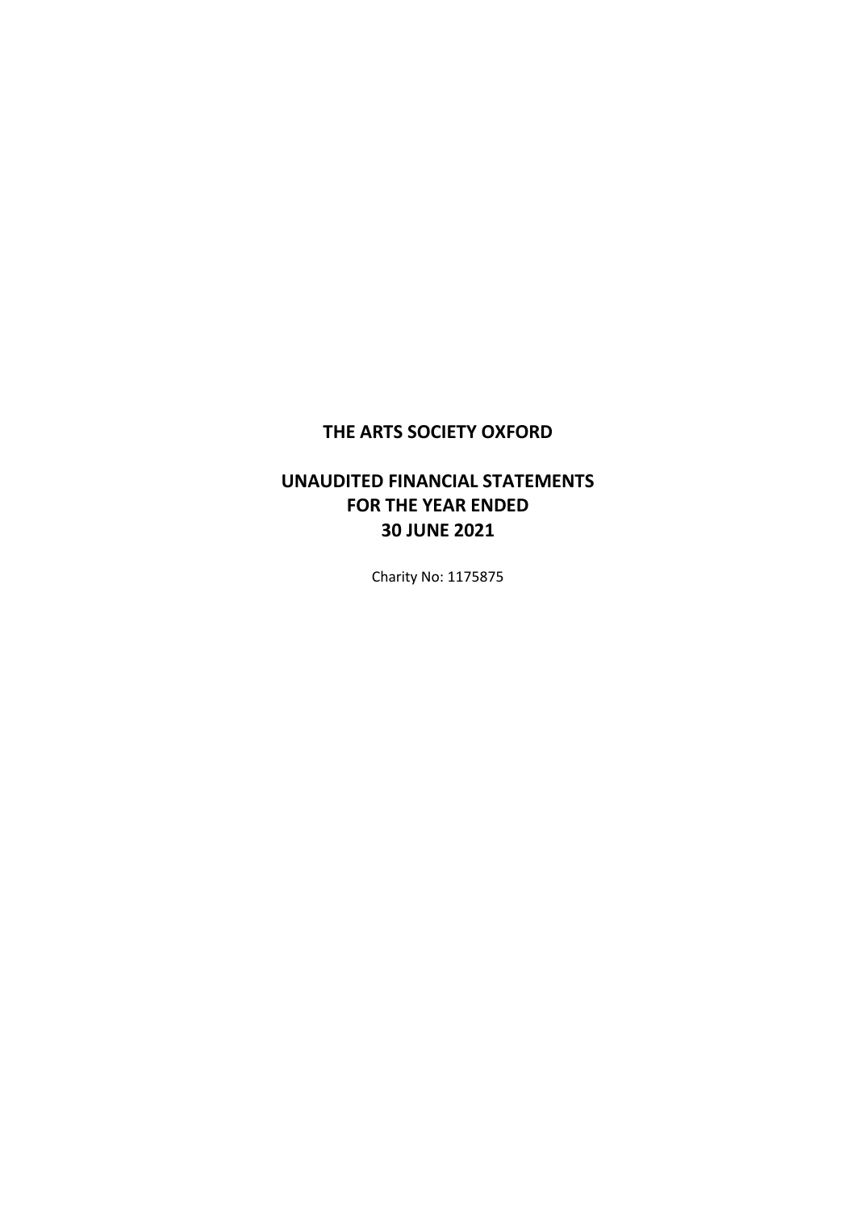# THE ARTS SOCIETY OXFORD

## UNAUDITED FINANCIAL STATEMENTS
## FOR THE YEAR ENDED
## 30 JUNE 2021

Charity No: 1175875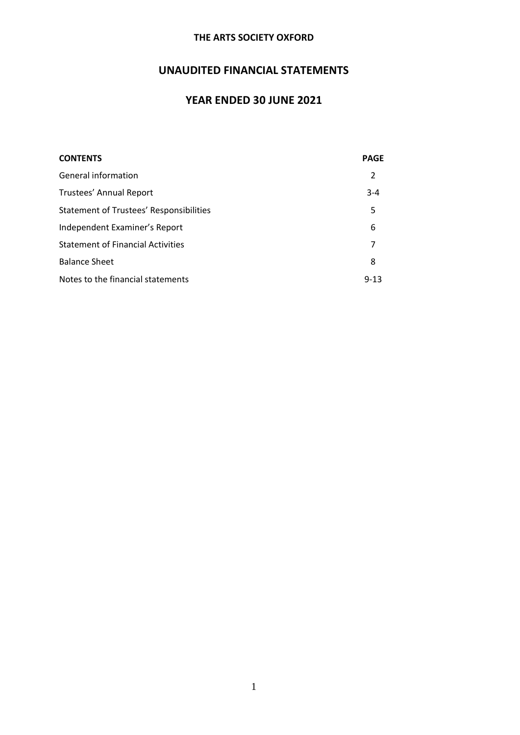# THE ARTS SOCIETY OXFORD

## UNAUDITED FINANCIAL STATEMENTS

## YEAR ENDED 30 JUNE 2021

| **CONTENTS** | **PAGE** |
|---|---|
| General information | 2 |
| Trustees' Annual Report | 3-4 |
| Statement of Trustees' Responsibilities | 5 |
| Independent Examiner's Report | 6 |
| Statement of Financial Activities | 7 |
| Balance Sheet | 8 |
| Notes to the financial statements | 9-13 |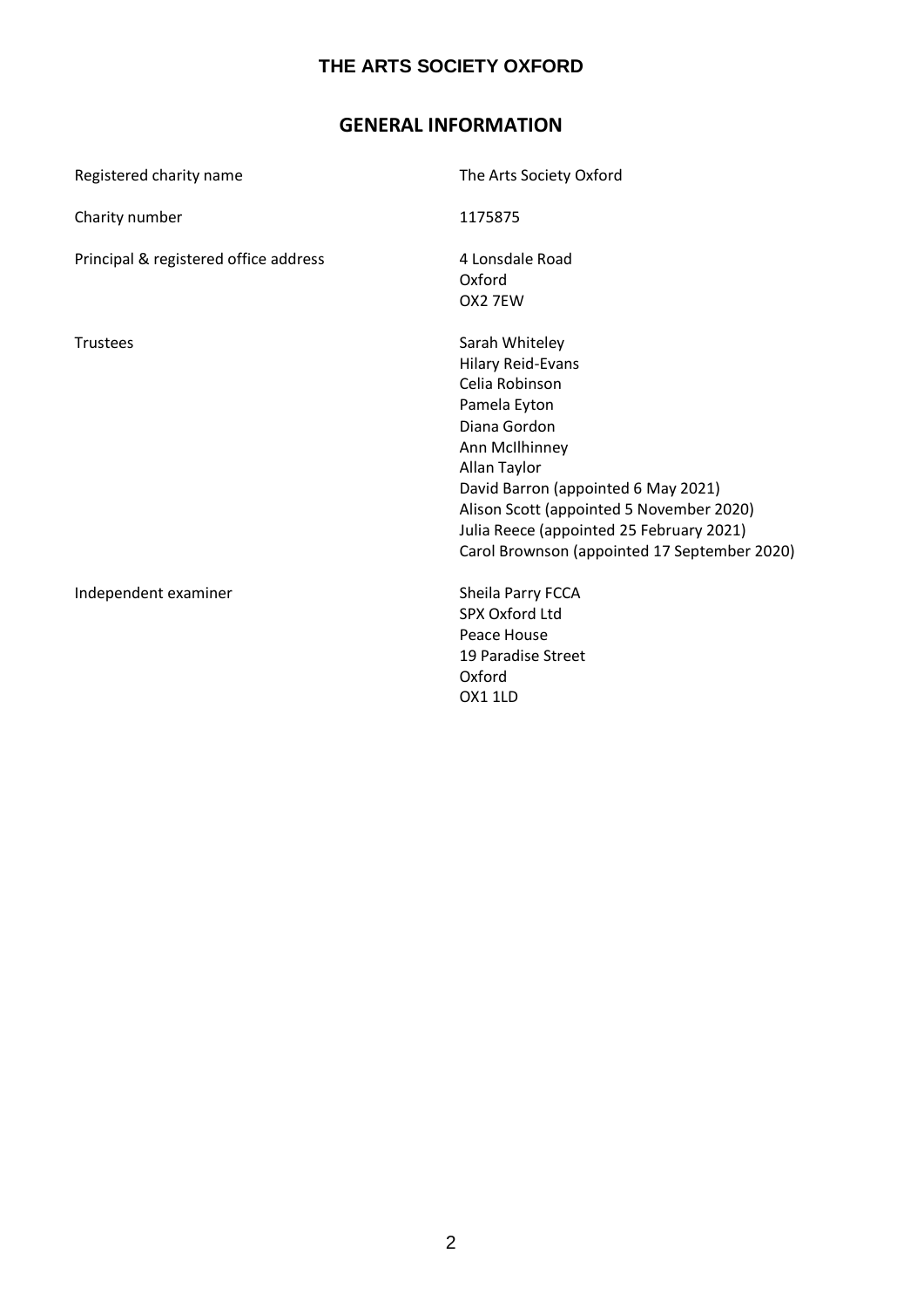# THE ARTS SOCIETY OXFORD

## GENERAL INFORMATION

| | |
|---|---|
| Registered charity name | The Arts Society Oxford |
| Charity number | 1175875 |
| Principal & registered office address | 4 Lonsdale Road<br>Oxford<br>OX2 7EW |
| Trustees | Sarah Whiteley<br>Hilary Reid-Evans<br>Celia Robinson<br>Pamela Eyton<br>Diana Gordon<br>Ann McIlhinney<br>Allan Taylor<br>David Barron (appointed 6 May 2021)<br>Alison Scott (appointed 5 November 2020)<br>Julia Reece (appointed 25 February 2021)<br>Carol Brownson (appointed 17 September 2020) |
| Independent examiner | Sheila Parry FCCA<br>SPX Oxford Ltd<br>Peace House<br>19 Paradise Street<br>Oxford<br>OX1 1LD |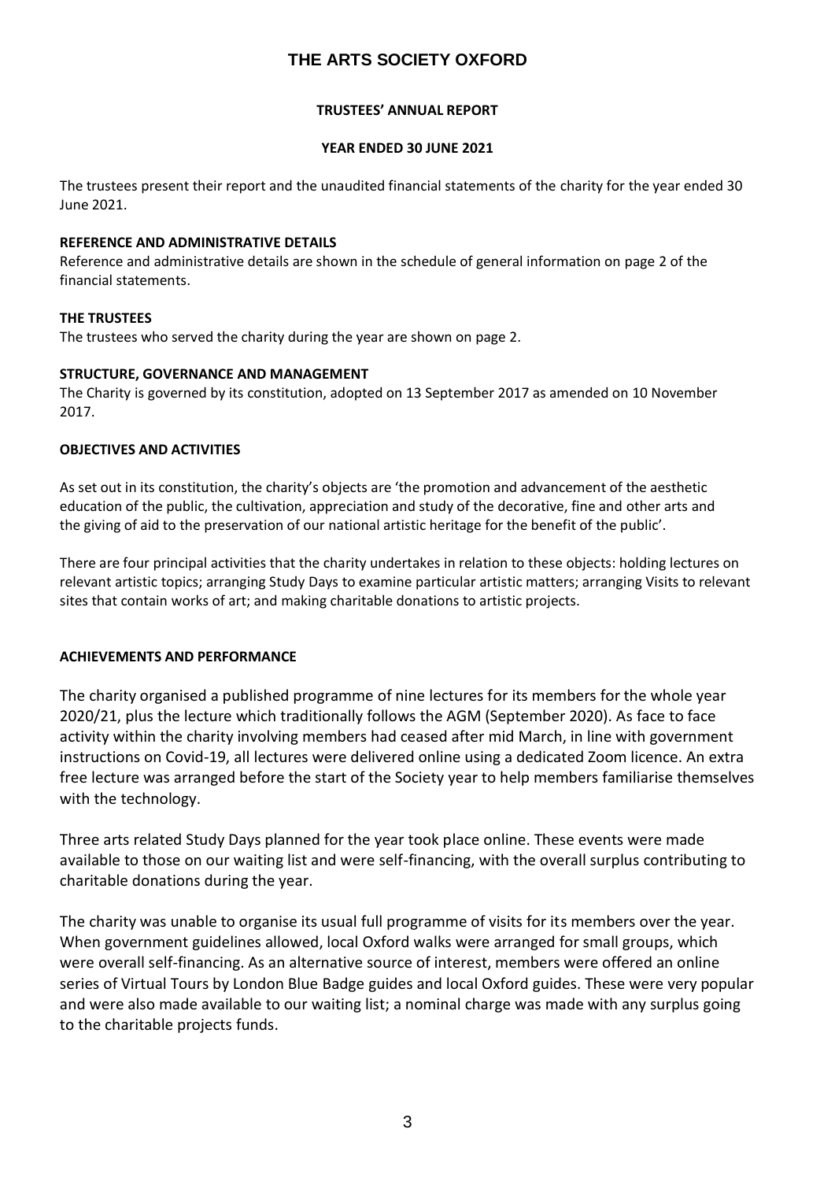# THE ARTS SOCIETY OXFORD

## TRUSTEES' ANNUAL REPORT

## YEAR ENDED 30 JUNE 2021

The trustees present their report and the unaudited financial statements of the charity for the year ended 30 June 2021.

### REFERENCE AND ADMINISTRATIVE DETAILS

Reference and administrative details are shown in the schedule of general information on page 2 of the financial statements.

### THE TRUSTEES

The trustees who served the charity during the year are shown on page 2.

### STRUCTURE, GOVERNANCE AND MANAGEMENT

The Charity is governed by its constitution, adopted on 13 September 2017 as amended on 10 November 2017.

### OBJECTIVES AND ACTIVITIES

As set out in its constitution, the charity's objects are 'the promotion and advancement of the aesthetic education of the public, the cultivation, appreciation and study of the decorative, fine and other arts and the giving of aid to the preservation of our national artistic heritage for the benefit of the public'.

There are four principal activities that the charity undertakes in relation to these objects: holding lectures on relevant artistic topics; arranging Study Days to examine particular artistic matters; arranging Visits to relevant sites that contain works of art; and making charitable donations to artistic projects.

### ACHIEVEMENTS AND PERFORMANCE

The charity organised a published programme of nine lectures for its members for the whole year 2020/21, plus the lecture which traditionally follows the AGM (September 2020). As face to face activity within the charity involving members had ceased after mid March, in line with government instructions on Covid-19, all lectures were delivered online using a dedicated Zoom licence. An extra free lecture was arranged before the start of the Society year to help members familiarise themselves with the technology.

Three arts related Study Days planned for the year took place online. These events were made available to those on our waiting list and were self-financing, with the overall surplus contributing to charitable donations during the year.

The charity was unable to organise its usual full programme of visits for its members over the year. When government guidelines allowed, local Oxford walks were arranged for small groups, which were overall self-financing. As an alternative source of interest, members were offered an online series of Virtual Tours by London Blue Badge guides and local Oxford guides. These were very popular and were also made available to our waiting list; a nominal charge was made with any surplus going to the charitable projects funds.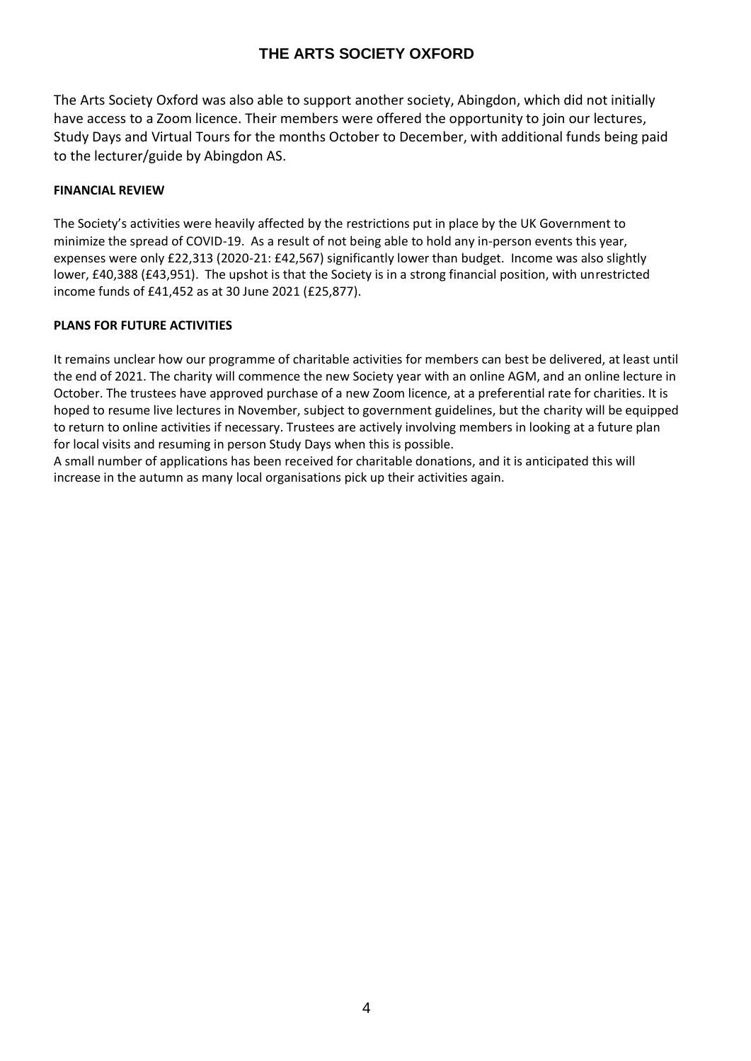The Arts Society Oxford was also able to support another society, Abingdon, which did not initially have access to a Zoom licence. Their members were offered the opportunity to join our lectures, Study Days and Virtual Tours for the months October to December, with additional funds being paid to the lecturer/guide by Abingdon AS.

**FINANCIAL REVIEW**

The Society's activities were heavily affected by the restrictions put in place by the UK Government to minimize the spread of COVID-19. As a result of not being able to hold any in-person events this year, expenses were only £22,313 (2020-21: £42,567) significantly lower than budget. Income was also slightly lower, £40,388 (£43,951). The upshot is that the Society is in a strong financial position, with unrestricted income funds of £41,452 as at 30 June 2021 (£25,877).

**PLANS FOR FUTURE ACTIVITIES**

It remains unclear how our programme of charitable activities for members can best be delivered, at least until the end of 2021. The charity will commence the new Society year with an online AGM, and an online lecture in October. The trustees have approved purchase of a new Zoom licence, at a preferential rate for charities. It is hoped to resume live lectures in November, subject to government guidelines, but the charity will be equipped to return to online activities if necessary. Trustees are actively involving members in looking at a future plan for local visits and resuming in person Study Days when this is possible.

A small number of applications has been received for charitable donations, and it is anticipated this will increase in the autumn as many local organisations pick up their activities again.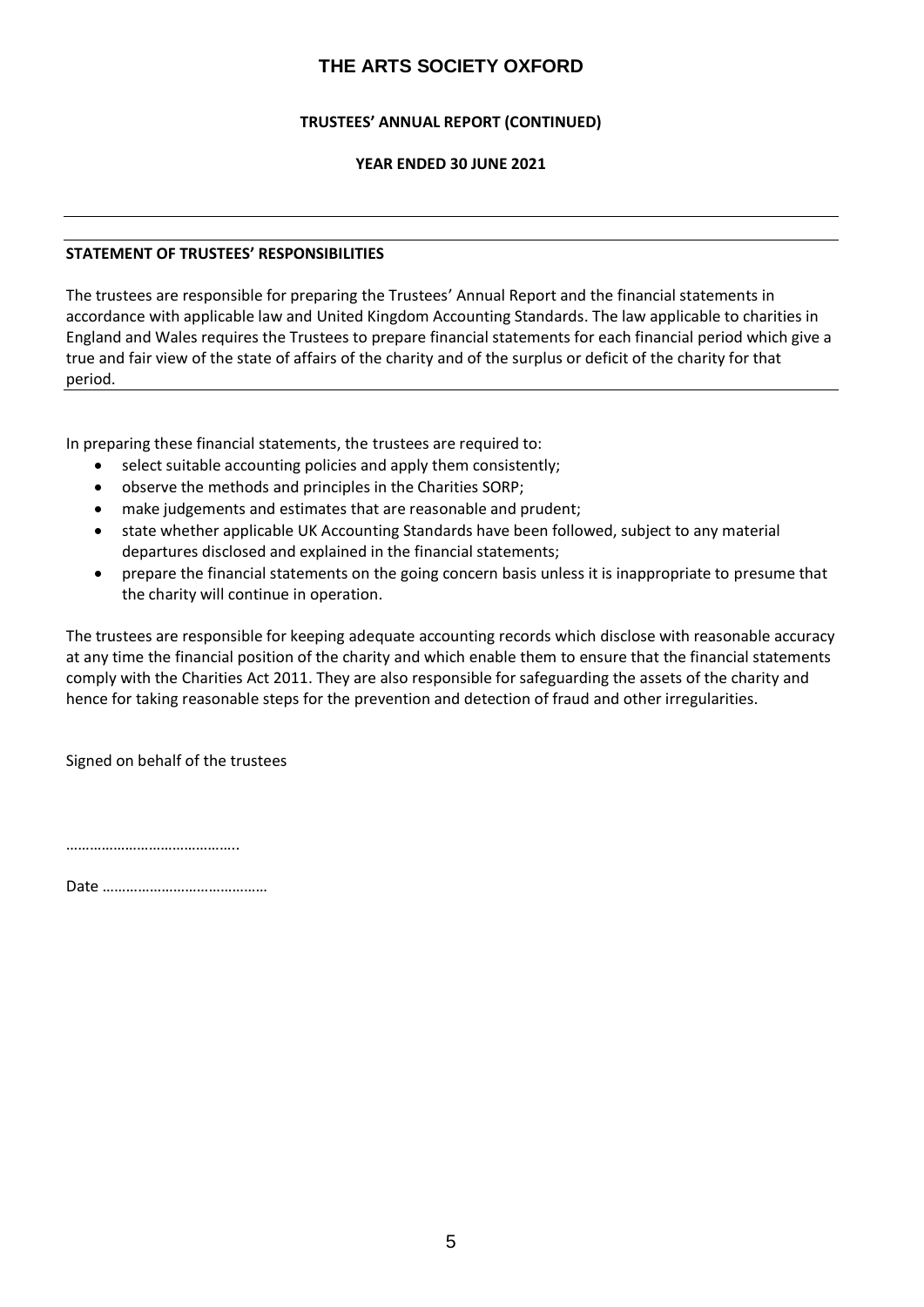# THE ARTS SOCIETY OXFORD

**TRUSTEES' ANNUAL REPORT (CONTINUED)**

**YEAR ENDED 30 JUNE 2021**

---

**STATEMENT OF TRUSTEES' RESPONSIBILITIES**

The trustees are responsible for preparing the Trustees' Annual Report and the financial statements in accordance with applicable law and United Kingdom Accounting Standards. The law applicable to charities in England and Wales requires the Trustees to prepare financial statements for each financial period which give a true and fair view of the state of affairs of the charity and of the surplus or deficit of the charity for that period.

In preparing these financial statements, the trustees are required to:

- select suitable accounting policies and apply them consistently;
- observe the methods and principles in the Charities SORP;
- make judgements and estimates that are reasonable and prudent;
- state whether applicable UK Accounting Standards have been followed, subject to any material departures disclosed and explained in the financial statements;
- prepare the financial statements on the going concern basis unless it is inappropriate to presume that the charity will continue in operation.

The trustees are responsible for keeping adequate accounting records which disclose with reasonable accuracy at any time the financial position of the charity and which enable them to ensure that the financial statements comply with the Charities Act 2011. They are also responsible for safeguarding the assets of the charity and hence for taking reasonable steps for the prevention and detection of fraud and other irregularities.

Signed on behalf of the trustees

……………………………………..

Date ……………………………………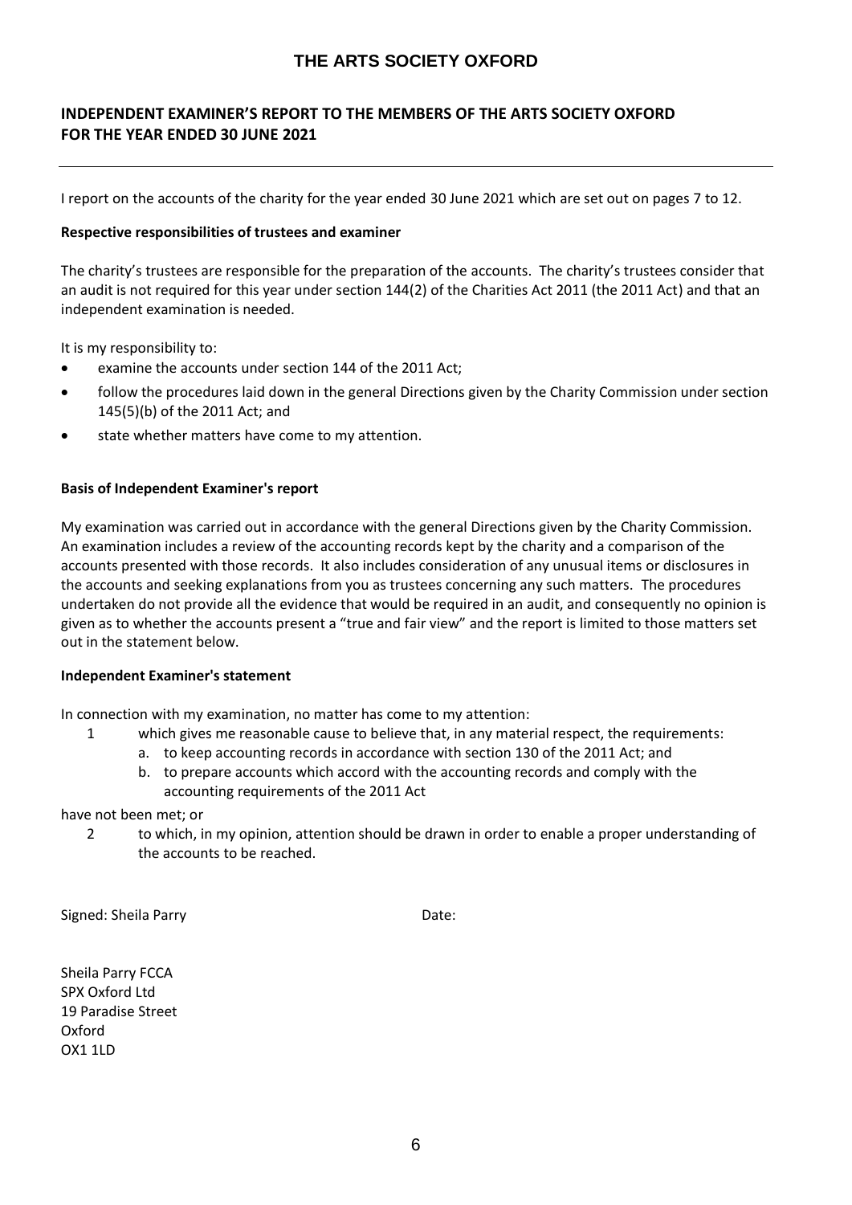# THE ARTS SOCIETY OXFORD

## INDEPENDENT EXAMINER'S REPORT TO THE MEMBERS OF THE ARTS SOCIETY OXFORD FOR THE YEAR ENDED 30 JUNE 2021

I report on the accounts of the charity for the year ended 30 June 2021 which are set out on pages 7 to 12.

**Respective responsibilities of trustees and examiner**

The charity's trustees are responsible for the preparation of the accounts. The charity's trustees consider that an audit is not required for this year under section 144(2) of the Charities Act 2011 (the 2011 Act) and that an independent examination is needed.

It is my responsibility to:

- examine the accounts under section 144 of the 2011 Act;
- follow the procedures laid down in the general Directions given by the Charity Commission under section 145(5)(b) of the 2011 Act; and
- state whether matters have come to my attention.

**Basis of Independent Examiner's report**

My examination was carried out in accordance with the general Directions given by the Charity Commission. An examination includes a review of the accounting records kept by the charity and a comparison of the accounts presented with those records. It also includes consideration of any unusual items or disclosures in the accounts and seeking explanations from you as trustees concerning any such matters. The procedures undertaken do not provide all the evidence that would be required in an audit, and consequently no opinion is given as to whether the accounts present a "true and fair view" and the report is limited to those matters set out in the statement below.

**Independent Examiner's statement**

In connection with my examination, no matter has come to my attention:

1. which gives me reasonable cause to believe that, in any material respect, the requirements:
   a. to keep accounting records in accordance with section 130 of the 2011 Act; and
   b. to prepare accounts which accord with the accounting records and comply with the accounting requirements of the 2011 Act

have not been met; or

2. to which, in my opinion, attention should be drawn in order to enable a proper understanding of the accounts to be reached.

Signed: Sheila Parry

Date:

Sheila Parry FCCA
SPX Oxford Ltd
19 Paradise Street
Oxford
OX1 1LD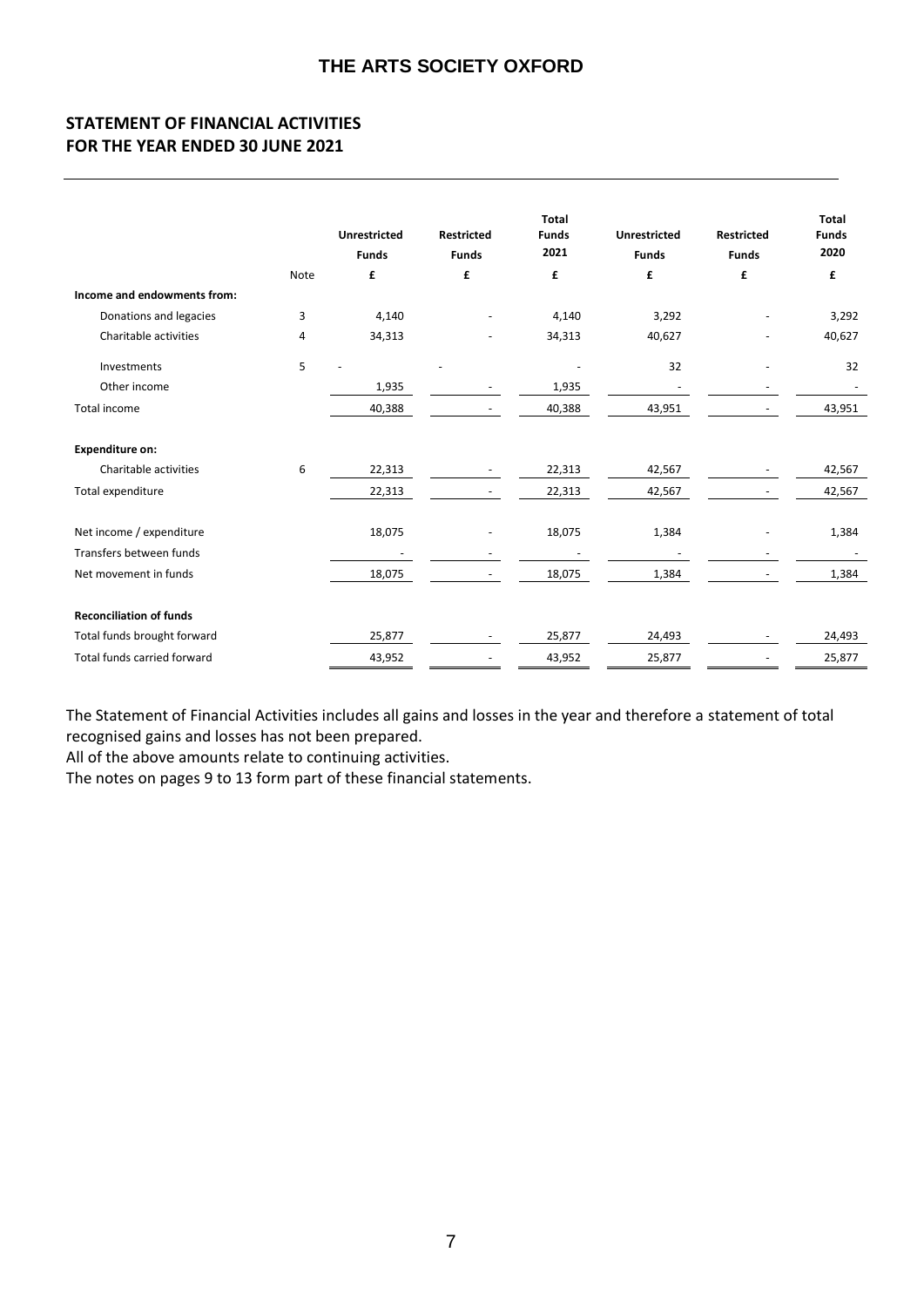# THE ARTS SOCIETY OXFORD

## STATEMENT OF FINANCIAL ACTIVITIES
## FOR THE YEAR ENDED 30 JUNE 2021

| | Note | Unrestricted Funds | Restricted Funds | Total Funds 2021 | Unrestricted Funds | Restricted Funds | Total Funds 2020 |
|---|---|---|---|---|---|---|---|
| | | £ | £ | £ | £ | £ | £ |
| **Income and endowments from:** | | | | | | | |
| Donations and legacies | 3 | 4,140 | - | 4,140 | 3,292 | - | 3,292 |
| Charitable activities | 4 | 34,313 | - | 34,313 | 40,627 | - | 40,627 |
| Investments | 5 | - | - | - | 32 | - | 32 |
| Other income | | 1,935 | - | 1,935 | - | - | - |
| Total income | | 40,388 | - | 40,388 | 43,951 | - | 43,951 |
| **Expenditure on:** | | | | | | | |
| Charitable activities | 6 | 22,313 | - | 22,313 | 42,567 | - | 42,567 |
| Total expenditure | | 22,313 | - | 22,313 | 42,567 | - | 42,567 |
| Net income / expenditure | | 18,075 | - | 18,075 | 1,384 | - | 1,384 |
| Transfers between funds | | - | - | - | - | - | - |
| Net movement in funds | | 18,075 | - | 18,075 | 1,384 | - | 1,384 |
| **Reconciliation of funds** | | | | | | | |
| Total funds brought forward | | 25,877 | - | 25,877 | 24,493 | - | 24,493 |
| Total funds carried forward | | 43,952 | - | 43,952 | 25,877 | - | 25,877 |

The Statement of Financial Activities includes all gains and losses in the year and therefore a statement of total recognised gains and losses has not been prepared.
All of the above amounts relate to continuing activities.
The notes on pages 9 to 13 form part of these financial statements.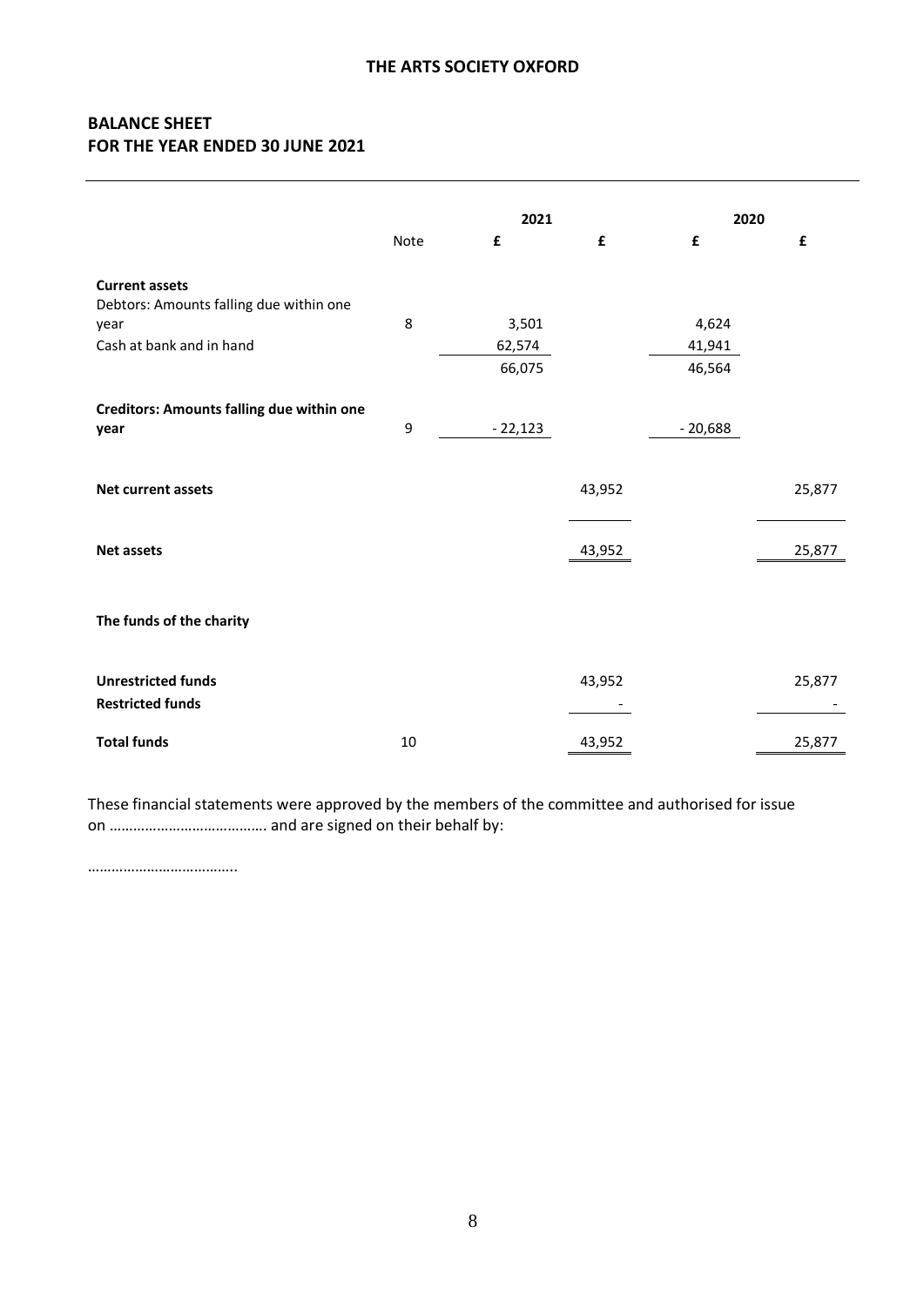## THE ARTS SOCIETY OXFORD

## BALANCE SHEET
## FOR THE YEAR ENDED 30 JUNE 2021

| | Note | 2021 | | 2020 | |
|---|---|---|---|---|---|
| | | £ | £ | £ | £ |
| **Current assets** | | | | | |
| Debtors: Amounts falling due within one year | 8 | 3,501 | | 4,624 | |
| Cash at bank and in hand | | 62,574 | | 41,941 | |
| | | 66,075 | | 46,564 | |
| **Creditors: Amounts falling due within one year** | 9 | - 22,123 | | - 20,688 | |
| **Net current assets** | | | 43,952 | | 25,877 |
| **Net assets** | | | 43,952 | | 25,877 |
| **The funds of the charity** | | | | | |
| **Unrestricted funds** | | | 43,952 | | 25,877 |
| **Restricted funds** | | | - | | - |
| **Total funds** | 10 | | 43,952 | | 25,877 |

These financial statements were approved by the members of the committee and authorised for issue on …………………………………. and are signed on their behalf by:

………………………………..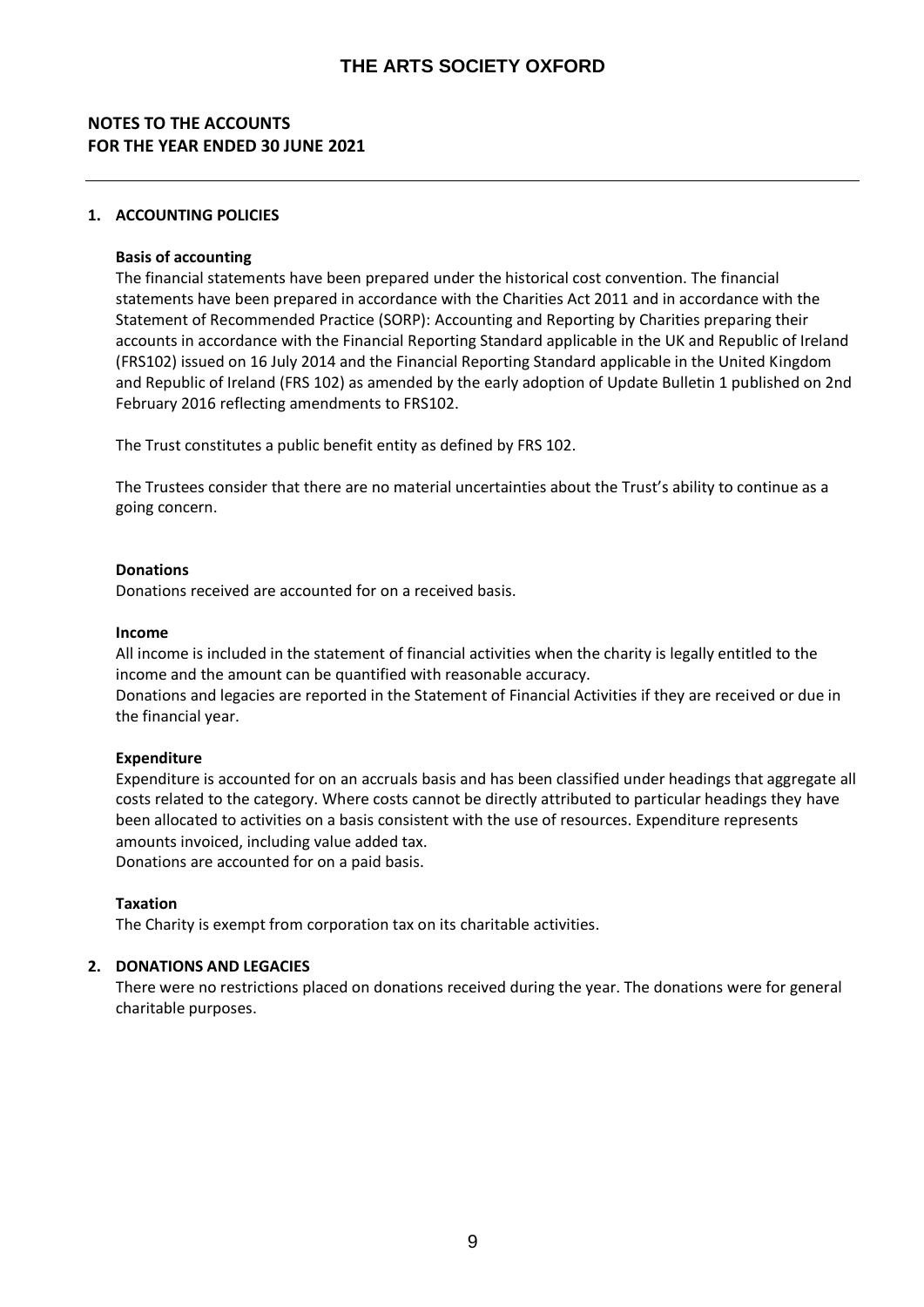# THE ARTS SOCIETY OXFORD

## NOTES TO THE ACCOUNTS
## FOR THE YEAR ENDED 30 JUNE 2021

### 1. ACCOUNTING POLICIES

**Basis of accounting**

The financial statements have been prepared under the historical cost convention. The financial statements have been prepared in accordance with the Charities Act 2011 and in accordance with the Statement of Recommended Practice (SORP): Accounting and Reporting by Charities preparing their accounts in accordance with the Financial Reporting Standard applicable in the UK and Republic of Ireland (FRS102) issued on 16 July 2014 and the Financial Reporting Standard applicable in the United Kingdom and Republic of Ireland (FRS 102) as amended by the early adoption of Update Bulletin 1 published on 2nd February 2016 reflecting amendments to FRS102.

The Trust constitutes a public benefit entity as defined by FRS 102.

The Trustees consider that there are no material uncertainties about the Trust's ability to continue as a going concern.

**Donations**

Donations received are accounted for on a received basis.

**Income**

All income is included in the statement of financial activities when the charity is legally entitled to the income and the amount can be quantified with reasonable accuracy.

Donations and legacies are reported in the Statement of Financial Activities if they are received or due in the financial year.

**Expenditure**

Expenditure is accounted for on an accruals basis and has been classified under headings that aggregate all costs related to the category. Where costs cannot be directly attributed to particular headings they have been allocated to activities on a basis consistent with the use of resources. Expenditure represents amounts invoiced, including value added tax.

Donations are accounted for on a paid basis.

**Taxation**

The Charity is exempt from corporation tax on its charitable activities.

### 2. DONATIONS AND LEGACIES

There were no restrictions placed on donations received during the year. The donations were for general charitable purposes.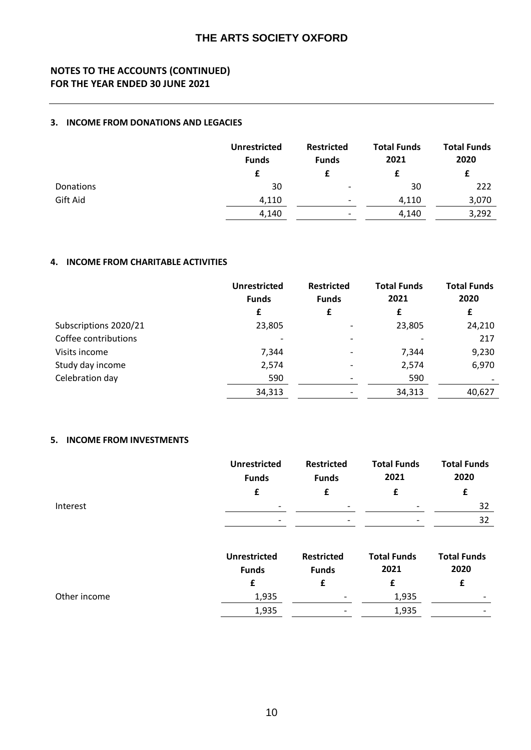# THE ARTS SOCIETY OXFORD

## NOTES TO THE ACCOUNTS (CONTINUED)
## FOR THE YEAR ENDED 30 JUNE 2021

### 3. INCOME FROM DONATIONS AND LEGACIES

| | Unrestricted Funds | Restricted Funds | Total Funds 2021 | Total Funds 2020 |
|---|---|---|---|---|
| | £ | £ | £ | £ |
| Donations | 30 | - | 30 | 222 |
| Gift Aid | 4,110 | - | 4,110 | 3,070 |
| | 4,140 | - | 4,140 | 3,292 |

### 4. INCOME FROM CHARITABLE ACTIVITIES

| | Unrestricted Funds | Restricted Funds | Total Funds 2021 | Total Funds 2020 |
|---|---|---|---|---|
| | £ | £ | £ | £ |
| Subscriptions 2020/21 | 23,805 | - | 23,805 | 24,210 |
| Coffee contributions | - | - | - | 217 |
| Visits income | 7,344 | - | 7,344 | 9,230 |
| Study day income | 2,574 | - | 2,574 | 6,970 |
| Celebration day | 590 | - | 590 | - |
| | 34,313 | - | 34,313 | 40,627 |

### 5. INCOME FROM INVESTMENTS

| | Unrestricted Funds | Restricted Funds | Total Funds 2021 | Total Funds 2020 |
|---|---|---|---|---|
| | £ | £ | £ | £ |
| Interest | - | - | - | 32 |
| | - | - | - | 32 |

| | Unrestricted Funds | Restricted Funds | Total Funds 2021 | Total Funds 2020 |
|---|---|---|---|---|
| | £ | £ | £ | £ |
| Other income | 1,935 | - | 1,935 | - |
| | 1,935 | - | 1,935 | - |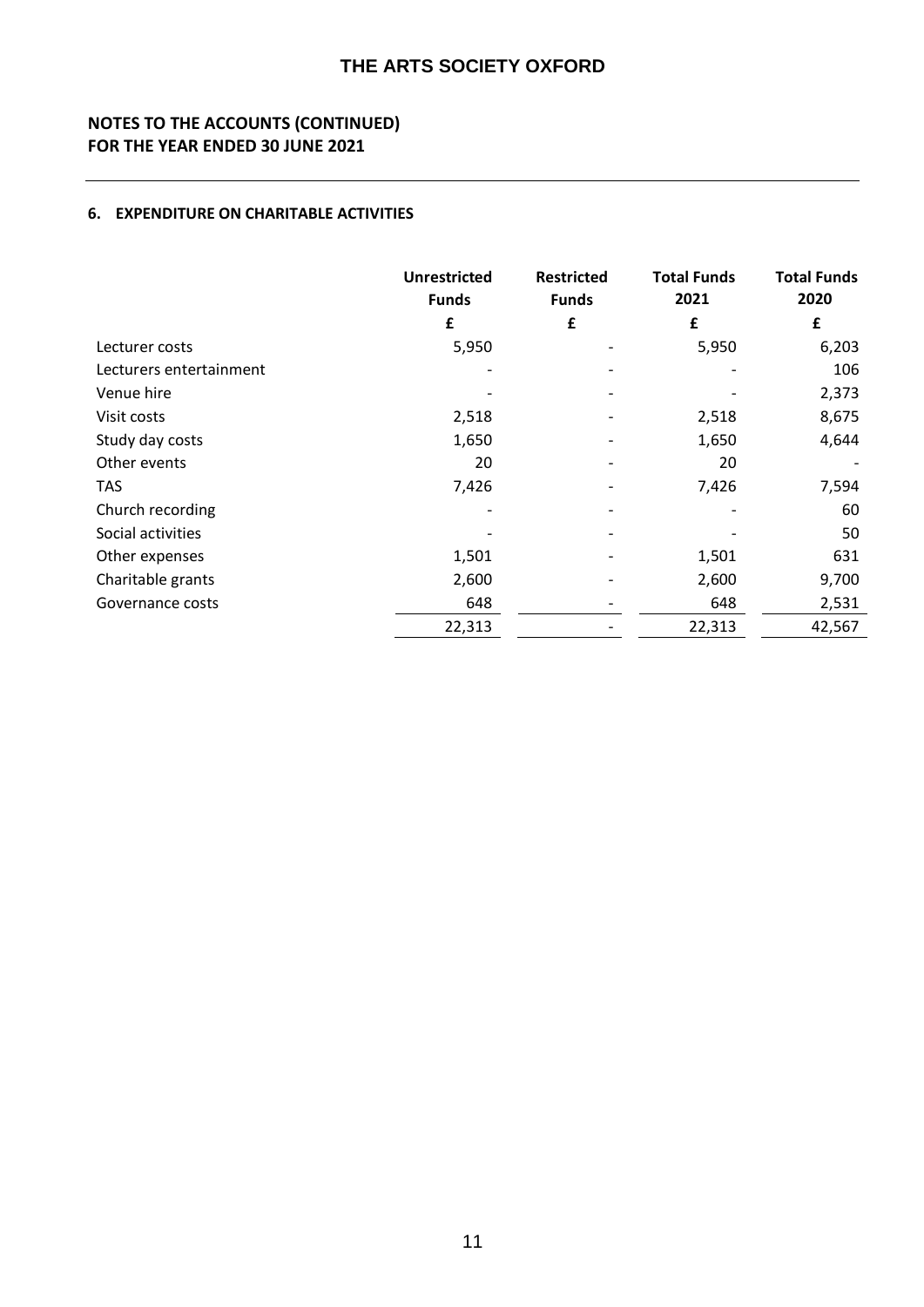# THE ARTS SOCIETY OXFORD

## NOTES TO THE ACCOUNTS (CONTINUED)
## FOR THE YEAR ENDED 30 JUNE 2021

### 6. EXPENDITURE ON CHARITABLE ACTIVITIES

| | Unrestricted Funds | Restricted Funds | Total Funds 2021 | Total Funds 2020 |
|---|---|---|---|---|
| | £ | £ | £ | £ |
| Lecturer costs | 5,950 | - | 5,950 | 6,203 |
| Lecturers entertainment | - | - | - | 106 |
| Venue hire | - | - | - | 2,373 |
| Visit costs | 2,518 | - | 2,518 | 8,675 |
| Study day costs | 1,650 | - | 1,650 | 4,644 |
| Other events | 20 | - | 20 | - |
| TAS | 7,426 | - | 7,426 | 7,594 |
| Church recording | - | - | - | 60 |
| Social activities | - | - | - | 50 |
| Other expenses | 1,501 | - | 1,501 | 631 |
| Charitable grants | 2,600 | - | 2,600 | 9,700 |
| Governance costs | 648 | - | 648 | 2,531 |
| | 22,313 | - | 22,313 | 42,567 |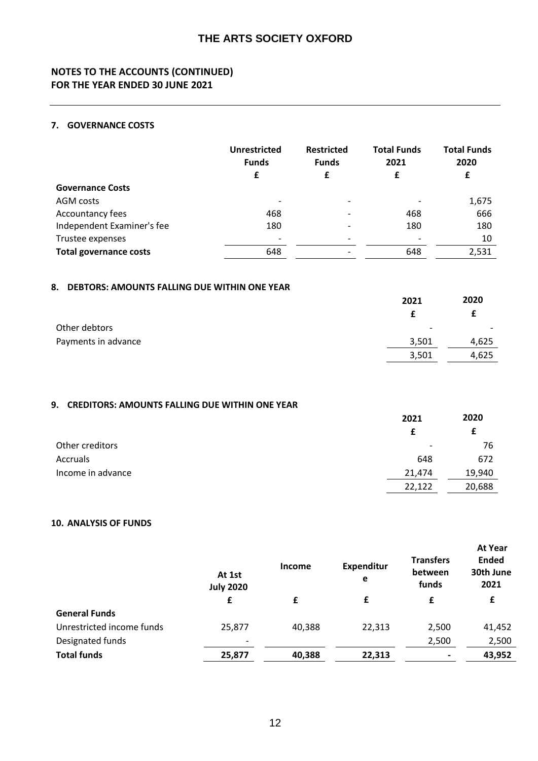# THE ARTS SOCIETY OXFORD

## NOTES TO THE ACCOUNTS (CONTINUED)
## FOR THE YEAR ENDED 30 JUNE 2021

### 7. GOVERNANCE COSTS

| | Unrestricted Funds £ | Restricted Funds £ | Total Funds 2021 £ | Total Funds 2020 £ |
|---|---|---|---|---|
| **Governance Costs** | | | | |
| AGM costs | - | - | - | 1,675 |
| Accountancy fees | 468 | - | 468 | 666 |
| Independent Examiner's fee | 180 | - | 180 | 180 |
| Trustee expenses | - | - | - | 10 |
| **Total governance costs** | 648 | - | 648 | 2,531 |

### 8. DEBTORS: AMOUNTS FALLING DUE WITHIN ONE YEAR

| | 2021 £ | 2020 £ |
|---|---|---|
| Other debtors | - | - |
| Payments in advance | 3,501 | 4,625 |
| | 3,501 | 4,625 |

### 9. CREDITORS: AMOUNTS FALLING DUE WITHIN ONE YEAR

| | 2021 £ | 2020 £ |
|---|---|---|
| Other creditors | - | 76 |
| Accruals | 648 | 672 |
| Income in advance | 21,474 | 19,940 |
| | 22,122 | 20,688 |

### 10. ANALYSIS OF FUNDS

| | At 1st July 2020 £ | Income £ | Expenditure £ | Transfers between funds £ | At Year Ended 30th June 2021 £ |
|---|---|---|---|---|---|
| **General Funds** | | | | | |
| Unrestricted income funds | 25,877 | 40,388 | 22,313 | 2,500 | 41,452 |
| Designated funds | - | | | 2,500 | 2,500 |
| **Total funds** | **25,877** | **40,388** | **22,313** | **-** | **43,952** |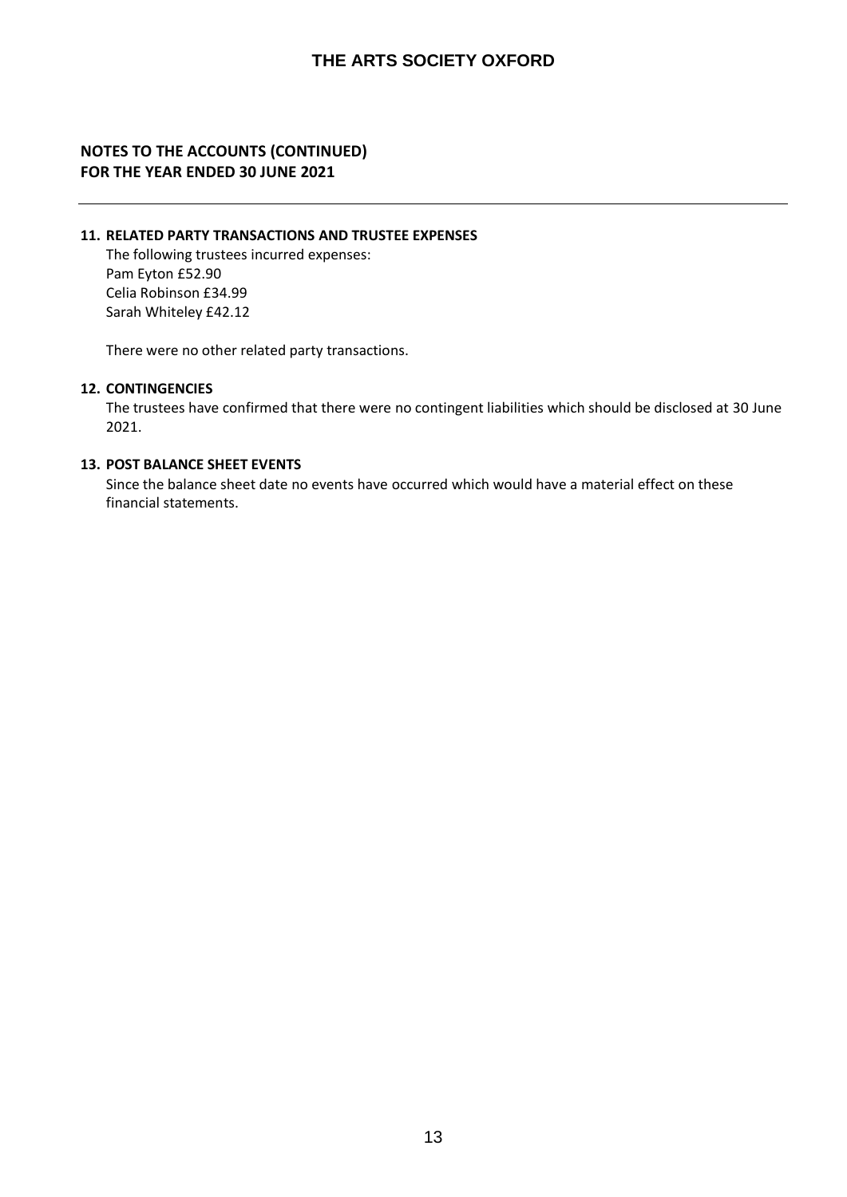## NOTES TO THE ACCOUNTS (CONTINUED)
## FOR THE YEAR ENDED 30 JUNE 2021

### 11. RELATED PARTY TRANSACTIONS AND TRUSTEE EXPENSES

The following trustees incurred expenses:
Pam Eyton £52.90
Celia Robinson £34.99
Sarah Whiteley £42.12

There were no other related party transactions.

### 12. CONTINGENCIES

The trustees have confirmed that there were no contingent liabilities which should be disclosed at 30 June 2021.

### 13. POST BALANCE SHEET EVENTS

Since the balance sheet date no events have occurred which would have a material effect on these financial statements.